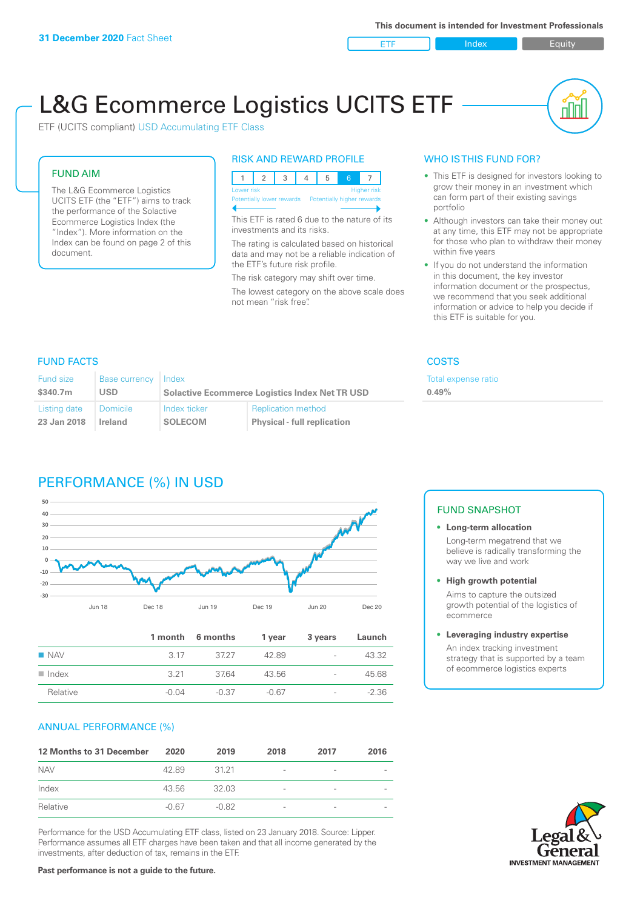**31 December 2020** Fact Sheet

This document is intended for Investment Professionals

ETF | Index | Equity

# L&G Ecommerce Logistics UCITS ETF

ETF (UCITS compliant) USD Accumulating ETF Class

## FUND AIM

The L&G Ecommerce Logistics UCITS ETF (the "ETF") aims to track the performance of the Solactive Ecommerce Logistics Index (the "Index"). More information on the Index can be found on page 2 of this document.

## RISK AND REWARD PROFILE

| 1 | 2 | 3 | 4 | 5 | 6 | 7 |
|---|---|---|---|---|---|---|

Lower risk — Higher risk
Potentially lower rewards — Potentially higher rewards

This ETF is rated 6 due to the nature of its investments and its risks.

The rating is calculated based on historical data and may not be a reliable indication of the ETF's future risk profile.

The risk category may shift over time.

The lowest category on the above scale does not mean "risk free".

## WHO IS THIS FUND FOR?

- This ETF is designed for investors looking to grow their money in an investment which can form part of their existing savings portfolio
- Although investors can take their money out at any time, this ETF may not be appropriate for those who plan to withdraw their money within five years
- If you do not understand the information in this document, the key investor information document or the prospectus, we recommend that you seek additional information or advice to help you decide if this ETF is suitable for you.

## FUND FACTS

| Fund size | Base currency | Index | |
|---|---|---|---|
| $340.7m | USD | Solactive Ecommerce Logistics Index Net TR USD | |
| **Listing date** | **Domicile** | **Index ticker** | **Replication method** |
| 23 Jan 2018 | Ireland | SOLECOM | Physical - full replication |

## COSTS

Total expense ratio
0.49%

## PERFORMANCE (%) IN USD

| | 1 month | 6 months | 1 year | 3 years | Launch |
|---|---|---|---|---|---|
| NAV | 3.17 | 37.27 | 42.89 | - | 43.32 |
| Index | 3.21 | 37.64 | 43.56 | - | 45.68 |
| Relative | -0.04 | -0.37 | -0.67 | - | -2.36 |

## FUND SNAPSHOT

- **Long-term allocation**
  Long-term megatrend that we believe is radically transforming the way we live and work
- **High growth potential**
  Aims to capture the outsized growth potential of the logistics of ecommerce
- **Leveraging industry expertise**
  An index tracking investment strategy that is supported by a team of ecommerce logistics experts

## ANNUAL PERFORMANCE (%)

| 12 Months to 31 December | 2020 | 2019 | 2018 | 2017 | 2016 |
|---|---|---|---|---|---|
| NAV | 42.89 | 31.21 | - | - | - |
| Index | 43.56 | 32.03 | - | - | - |
| Relative | -0.67 | -0.82 | - | - | - |

Performance for the USD Accumulating ETF class, listed on 23 January 2018. Source: Lipper. Performance assumes all ETF charges have been taken and that all income generated by the investments, after deduction of tax, remains in the ETF.

**Past performance is not a guide to the future.**

Legal & General INVESTMENT MANAGEMENT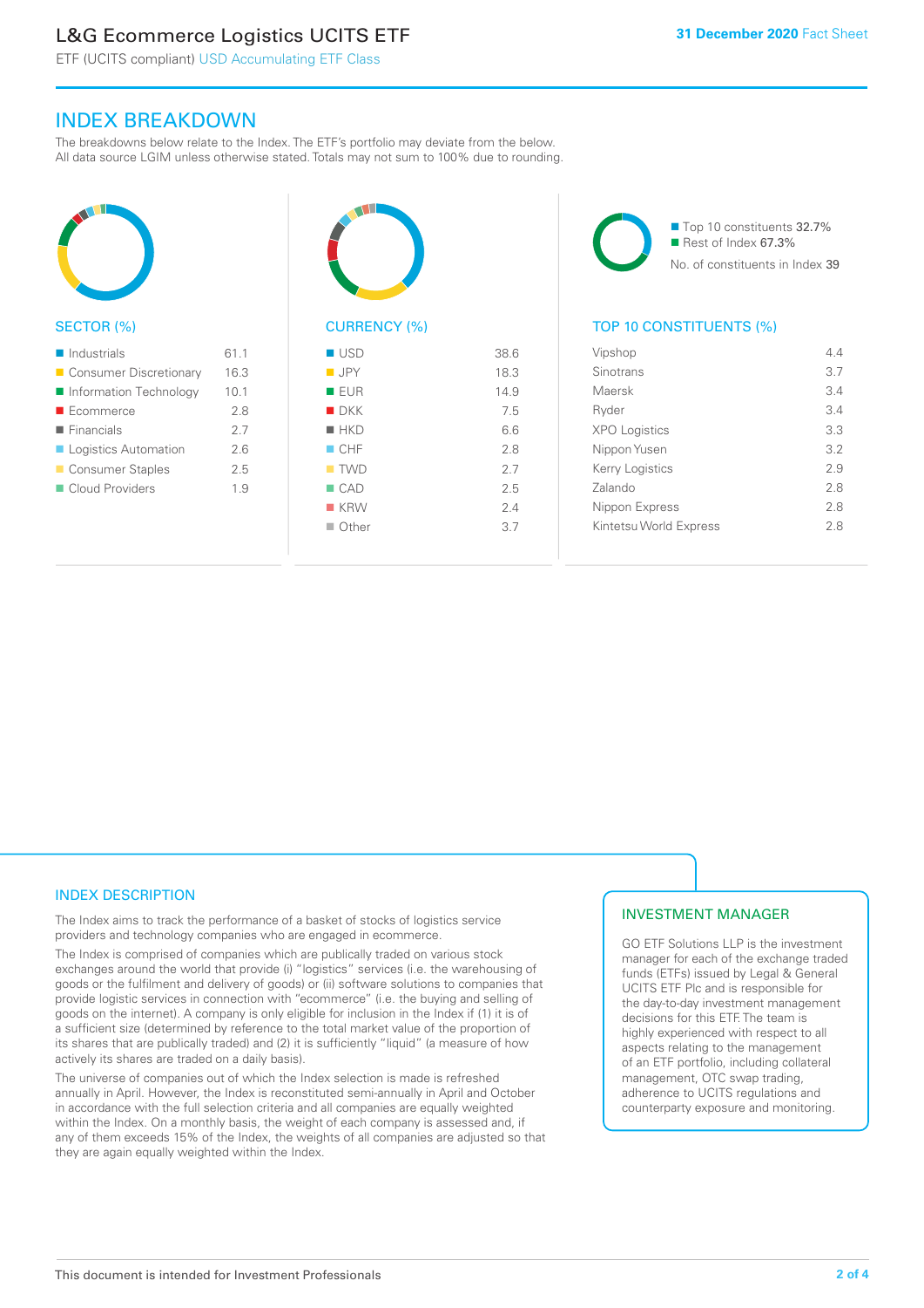# L&G Ecommerce Logistics UCITS ETF

ETF (UCITS compliant) USD Accumulating ETF Class

**31 December 2020** Fact Sheet

## INDEX BREAKDOWN

The breakdowns below relate to the Index. The ETF's portfolio may deviate from the below. All data source LGIM unless otherwise stated. Totals may not sum to 100% due to rounding.

### SECTOR (%)

| Sector | % |
|---|---|
| Industrials | 61.1 |
| Consumer Discretionary | 16.3 |
| Information Technology | 10.1 |
| Ecommerce | 2.8 |
| Financials | 2.7 |
| Logistics Automation | 2.6 |
| Consumer Staples | 2.5 |
| Cloud Providers | 1.9 |

### CURRENCY (%)

| Currency | % |
|---|---|
| USD | 38.6 |
| JPY | 18.3 |
| EUR | 14.9 |
| DKK | 7.5 |
| HKD | 6.6 |
| CHF | 2.8 |
| TWD | 2.7 |
| CAD | 2.5 |
| KRW | 2.4 |
| Other | 3.7 |

- Top 10 constituents 32.7%
- Rest of Index 67.3%

No. of constituents in Index 39

### TOP 10 CONSTITUENTS (%)

| Constituent | % |
|---|---|
| Vipshop | 4.4 |
| Sinotrans | 3.7 |
| Maersk | 3.4 |
| Ryder | 3.4 |
| XPO Logistics | 3.3 |
| Nippon Yusen | 3.2 |
| Kerry Logistics | 2.9 |
| Zalando | 2.8 |
| Nippon Express | 2.8 |
| Kintetsu World Express | 2.8 |

## INDEX DESCRIPTION

The Index aims to track the performance of a basket of stocks of logistics service providers and technology companies who are engaged in ecommerce.

The Index is comprised of companies which are publically traded on various stock exchanges around the world that provide (i) "logistics" services (i.e. the warehousing of goods or the fulfilment and delivery of goods) or (ii) software solutions to companies that provide logistic services in connection with "ecommerce" (i.e. the buying and selling of goods on the internet). A company is only eligible for inclusion in the Index if (1) it is of a sufficient size (determined by reference to the total market value of the proportion of its shares that are publically traded) and (2) it is sufficiently "liquid" (a measure of how actively its shares are traded on a daily basis).

The universe of companies out of which the Index selection is made is refreshed annually in April. However, the Index is reconstituted semi-annually in April and October in accordance with the full selection criteria and all companies are equally weighted within the Index. On a monthly basis, the weight of each company is assessed and, if any of them exceeds 15% of the Index, the weights of all companies are adjusted so that they are again equally weighted within the Index.

## INVESTMENT MANAGER

GO ETF Solutions LLP is the investment manager for each of the exchange traded funds (ETFs) issued by Legal & General UCITS ETF Plc and is responsible for the day-to-day investment management decisions for this ETF. The team is highly experienced with respect to all aspects relating to the management of an ETF portfolio, including collateral management, OTC swap trading, adherence to UCITS regulations and counterparty exposure and monitoring.

This document is intended for Investment Professionals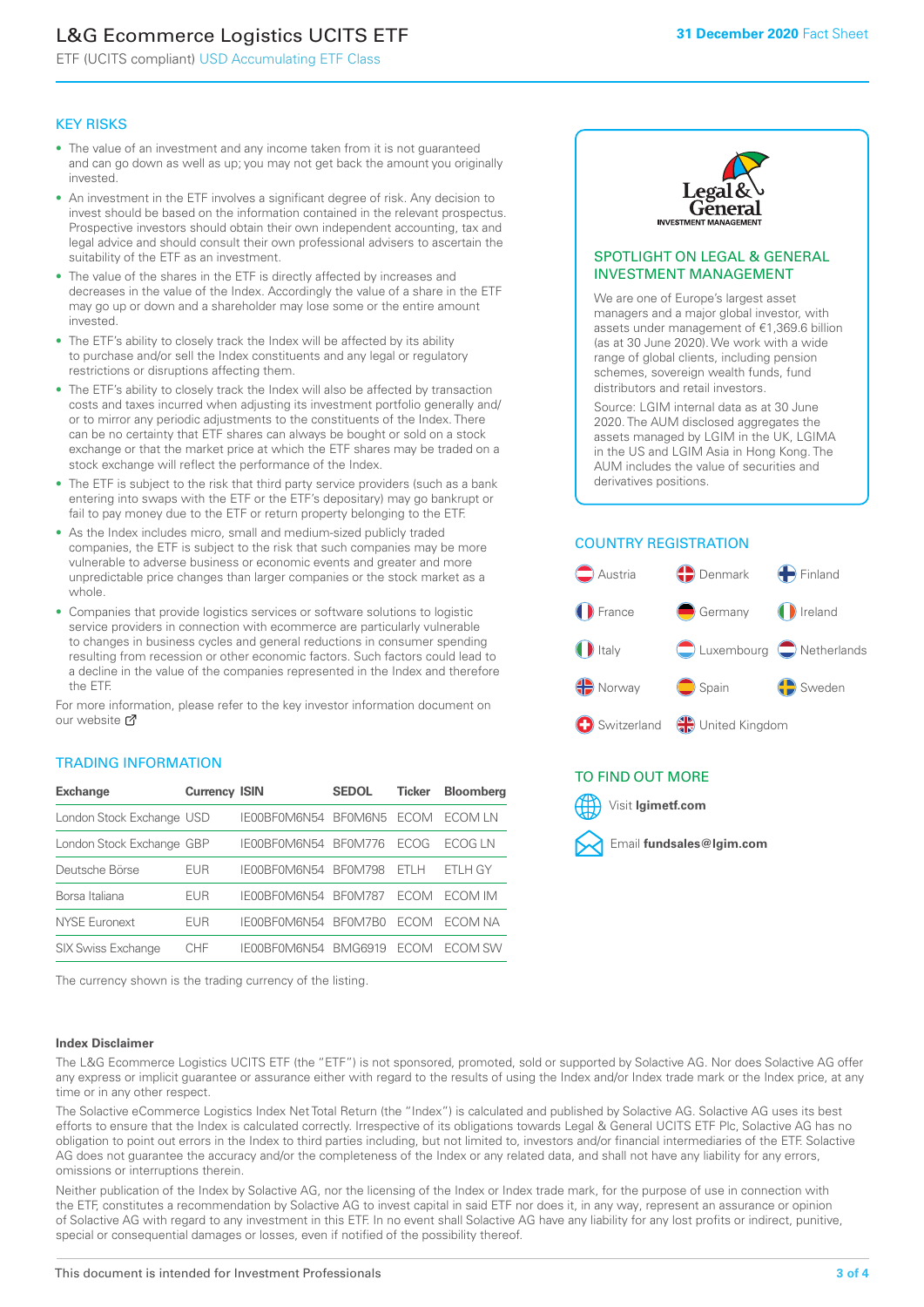# L&G Ecommerce Logistics UCITS ETF

ETF (UCITS compliant) USD Accumulating ETF Class

31 December 2020 Fact Sheet

## KEY RISKS

- The value of an investment and any income taken from it is not guaranteed and can go down as well as up; you may not get back the amount you originally invested.
- An investment in the ETF involves a significant degree of risk. Any decision to invest should be based on the information contained in the relevant prospectus. Prospective investors should obtain their own independent accounting, tax and legal advice and should consult their own professional advisers to ascertain the suitability of the ETF as an investment.
- The value of the shares in the ETF is directly affected by increases and decreases in the value of the Index. Accordingly the value of a share in the ETF may go up or down and a shareholder may lose some or the entire amount invested.
- The ETF's ability to closely track the Index will be affected by its ability to purchase and/or sell the Index constituents and any legal or regulatory restrictions or disruptions affecting them.
- The ETF's ability to closely track the Index will also be affected by transaction costs and taxes incurred when adjusting its investment portfolio generally and/or to mirror any periodic adjustments to the constituents of the Index. There can be no certainty that ETF shares can always be bought or sold on a stock exchange or that the market price at which the ETF shares may be traded on a stock exchange will reflect the performance of the Index.
- The ETF is subject to the risk that third party service providers (such as a bank entering into swaps with the ETF or the ETF's depositary) may go bankrupt or fail to pay money due to the ETF or return property belonging to the ETF.
- As the Index includes micro, small and medium-sized publicly traded companies, the ETF is subject to the risk that such companies may be more vulnerable to adverse business or economic events and greater and more unpredictable price changes than larger companies or the stock market as a whole.
- Companies that provide logistics services or software solutions to logistic service providers in connection with ecommerce are particularly vulnerable to changes in business cycles and general reductions in consumer spending resulting from recession or other economic factors. Such factors could lead to a decline in the value of the companies represented in the Index and therefore the ETF.

For more information, please refer to the key investor information document on our website

## TRADING INFORMATION

| Exchange | Currency | ISIN | SEDOL | Ticker | Bloomberg |
|---|---|---|---|---|---|
| London Stock Exchange | USD | IE00BF0M6N54 | BF0M6N5 | ECOM | ECOM LN |
| London Stock Exchange | GBP | IE00BF0M6N54 | BF0M776 | ECOG | ECOG LN |
| Deutsche Börse | EUR | IE00BF0M6N54 | BF0M798 | ETLH | ETLH GY |
| Borsa Italiana | EUR | IE00BF0M6N54 | BF0M787 | ECOM | ECOM IM |
| NYSE Euronext | EUR | IE00BF0M6N54 | BF0M7B0 | ECOM | ECOM NA |
| SIX Swiss Exchange | CHF | IE00BF0M6N54 | BMG6919 | ECOM | ECOM SW |

The currency shown is the trading currency of the listing.

## SPOTLIGHT ON LEGAL & GENERAL INVESTMENT MANAGEMENT

We are one of Europe's largest asset managers and a major global investor, with assets under management of €1,369.6 billion (as at 30 June 2020). We work with a wide range of global clients, including pension schemes, sovereign wealth funds, fund distributors and retail investors.

Source: LGIM internal data as at 30 June 2020. The AUM disclosed aggregates the assets managed by LGIM in the UK, LGIMA in the US and LGIM Asia in Hong Kong. The AUM includes the value of securities and derivatives positions.

## COUNTRY REGISTRATION

Austria, Denmark, Finland, France, Germany, Ireland, Italy, Luxembourg, Netherlands, Norway, Spain, Sweden, Switzerland, United Kingdom

## TO FIND OUT MORE

Visit **lgimetf.com**

Email **fundsales@lgim.com**

### Index Disclaimer

The L&G Ecommerce Logistics UCITS ETF (the "ETF") is not sponsored, promoted, sold or supported by Solactive AG. Nor does Solactive AG offer any express or implicit guarantee or assurance either with regard to the results of using the Index and/or Index trade mark or the Index price, at any time or in any other respect.

The Solactive eCommerce Logistics Index Net Total Return (the "Index") is calculated and published by Solactive AG. Solactive AG uses its best efforts to ensure that the Index is calculated correctly. Irrespective of its obligations towards Legal & General UCITS ETF Plc, Solactive AG has no obligation to point out errors in the Index to third parties including, but not limited to, investors and/or financial intermediaries of the ETF. Solactive AG does not guarantee the accuracy and/or the completeness of the Index or any related data, and shall not have any liability for any errors, omissions or interruptions therein.

Neither publication of the Index by Solactive AG, nor the licensing of the Index or Index trade mark, for the purpose of use in connection with the ETF, constitutes a recommendation by Solactive AG to invest capital in said ETF nor does it, in any way, represent an assurance or opinion of Solactive AG with regard to any investment in this ETF. In no event shall Solactive AG have any liability for any lost profits or indirect, punitive, special or consequential damages or losses, even if notified of the possibility thereof.

This document is intended for Investment Professionals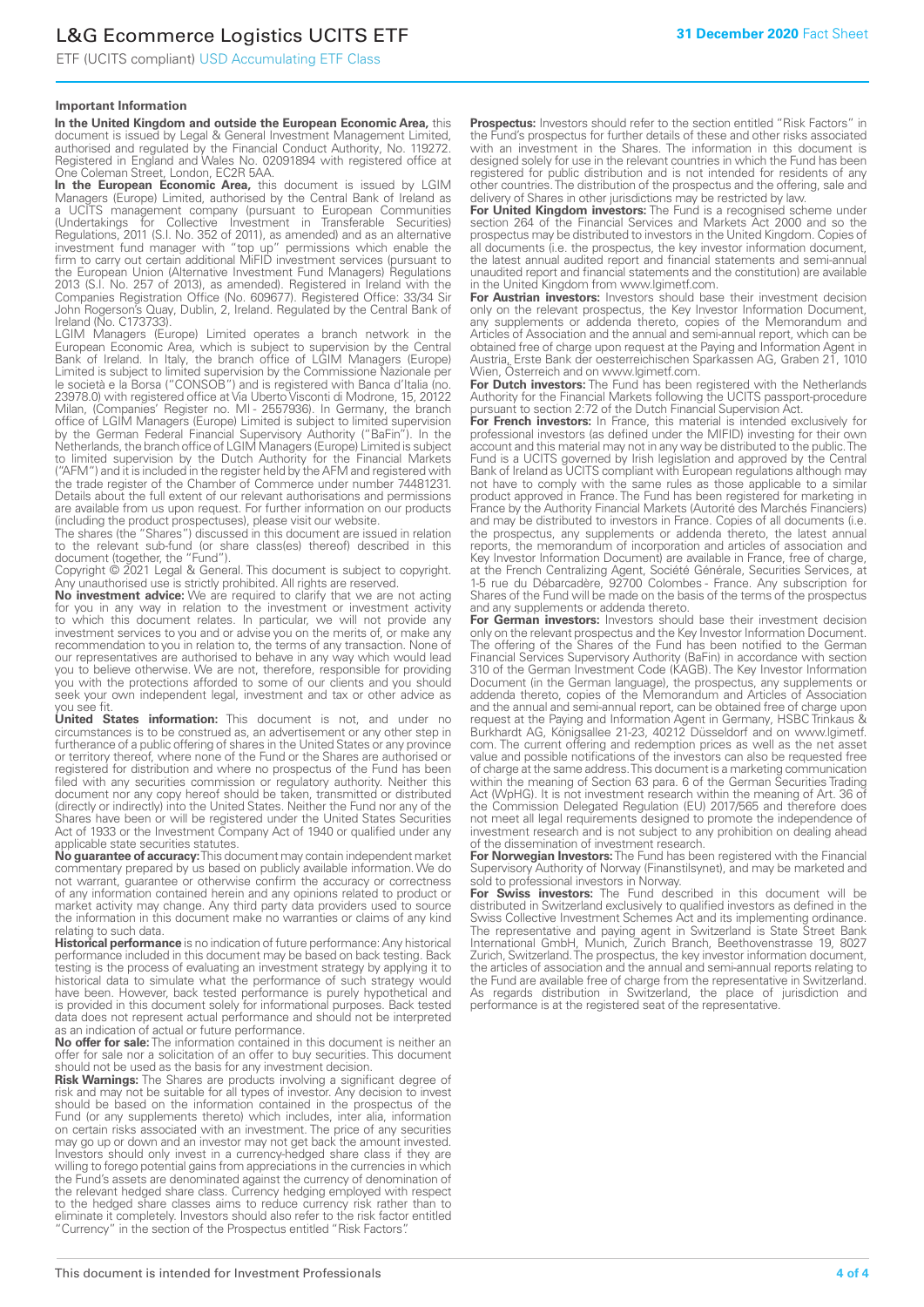## Important Information

**In the United Kingdom and outside the European Economic Area,** this document is issued by Legal & General Investment Management Limited, authorised and regulated by the Financial Conduct Authority, No. 119272. Registered in England and Wales No. 02091894 with registered office at One Coleman Street, London, EC2R 5AA.

**In the European Economic Area,** this document is issued by LGIM Managers (Europe) Limited, authorised by the Central Bank of Ireland as a UCITS management company (pursuant to European Communities (Undertakings for Collective Investment in Transferable Securities) Regulations, 2011 (S.I. No. 352 of 2011), as amended) and as an alternative investment fund manager with "top up" permissions which enable the firm to carry out certain additional MiFID investment services (pursuant to the European Union (Alternative Investment Fund Managers) Regulations 2013 (S.I. No. 257 of 2013), as amended). Registered in Ireland with the Companies Registration Office (No. 609677). Registered Office: 33/34 Sir John Rogerson's Quay, Dublin, 2, Ireland. Regulated by the Central Bank of Ireland (No. C173733).

LGIM Managers (Europe) Limited operates a branch network in the European Economic Area, which is subject to supervision by the Central Bank of Ireland. In Italy, the branch office of LGIM Managers (Europe) Limited is subject to limited supervision by the Commissione Nazionale per le società e la Borsa ("CONSOB") and is registered with Banca d'Italia (no. 23978.0) with registered office at Via Uberto Visconti di Modrone, 15, 20122 Milan, (Companies' Register no. MI - 2557936). In Germany, the branch office of LGIM Managers (Europe) Limited is subject to limited supervision by the German Federal Financial Supervisory Authority ("BaFin"). In the Netherlands, the branch office of LGIM Managers (Europe) Limited is subject to limited supervision by the Dutch Authority for the Financial Markets ("AFM") and it is included in the register held by the AFM and registered with the trade register of the Chamber of Commerce under number 74481231. Details about the full extent of our relevant authorisations and permissions are available from us upon request. For further information on our products (including the product prospectuses), please visit our website.

The shares (the "Shares") discussed in this document are issued in relation to the relevant sub-fund (or share class(es) thereof) described in this document (together, the "Fund").

Copyright © 2021 Legal & General. This document is subject to copyright. Any unauthorised use is strictly prohibited. All rights are reserved.

**No investment advice:** We are required to clarify that we are not acting for you in any way in relation to the investment or investment activity to which this document relates. In particular, we will not provide any investment services to you and or advise you on the merits of, or make any recommendation to you in relation to, the terms of any transaction. None of our representatives are authorised to behave in any way which would lead you to believe otherwise. We are not, therefore, responsible for providing you with the protections afforded to some of our clients and you should seek your own independent legal, investment and tax or other advice as you see fit.

**United States information:** This document is not, and under no circumstances is to be construed as, an advertisement or any other step in furtherance of a public offering of shares in the United States or any province or territory thereof, where none of the Fund or the Shares are authorised or registered for distribution and where no prospectus of the Fund has been filed with any securities commission or regulatory authority. Neither this document nor any copy hereof should be taken, transmitted or distributed (directly or indirectly) into the United States. Neither the Fund nor any of the Shares have been or will be registered under the United States Securities Act of 1933 or the Investment Company Act of 1940 or qualified under any applicable state securities statutes.

**No guarantee of accuracy:** This document may contain independent market commentary prepared by us based on publicly available information. We do not warrant, guarantee or otherwise confirm the accuracy or correctness of any information contained herein and any opinions related to product or market activity may change. Any third party data providers used to source the information in this document make no warranties or claims of any kind relating to such data.

**Historical performance** is no indication of future performance: Any historical performance included in this document may be based on back testing. Back testing is the process of evaluating an investment strategy by applying it to historical data to simulate what the performance of such strategy would have been. However, back tested performance is purely hypothetical and is provided in this document solely for informational purposes. Back tested data does not represent actual performance and should not be interpreted as an indication of actual or future performance.

**No offer for sale:** The information contained in this document is neither an offer for sale nor a solicitation of an offer to buy securities. This document should not be used as the basis for any investment decision.

**Risk Warnings:** The Shares are products involving a significant degree of risk and may not be suitable for all types of investor. Any decision to invest should be based on the information contained in the prospectus of the Fund (or any supplements thereto) which includes, inter alia, information on certain risks associated with an investment. The price of any securities may go up or down and an investor may not get back the amount invested. Investors should only invest in a currency-hedged share class if they are willing to forego potential gains from appreciations in the currencies in which the Fund's assets are denominated against the currency of denomination of the relevant hedged share class. Currency hedging employed with respect to the hedged share classes aims to reduce currency risk rather than to eliminate it completely. Investors should also refer to the risk factor entitled "Currency" in the section of the Prospectus entitled "Risk Factors".

**Prospectus:** Investors should refer to the section entitled "Risk Factors" in the Fund's prospectus for further details of these and other risks associated with an investment in the Shares. The information in this document is designed solely for use in the relevant countries in which the Fund has been registered for public distribution and is not intended for residents of any other countries. The distribution of the prospectus and the offering, sale and delivery of Shares in other jurisdictions may be restricted by law.

**For United Kingdom investors:** The Fund is a recognised scheme under section 264 of the Financial Services and Markets Act 2000 and so the prospectus may be distributed to investors in the United Kingdom. Copies of all documents (i.e. the prospectus, the key investor information document, the latest annual audited report and financial statements and semi-annual unaudited report and financial statements and the constitution) are available in the United Kingdom from www.lgimetf.com.

**For Austrian investors:** Investors should base their investment decision only on the relevant prospectus, the Key Investor Information Document, any supplements or addenda thereto, copies of the Memorandum and Articles of Association and the annual and semi-annual report, which can be obtained free of charge upon request at the Paying and Information Agent in Austria, Erste Bank der oesterreichischen Sparkassen AG, Graben 21, 1010 Wien, Österreich and on www.lgimetf.com.

**For Dutch investors:** The Fund has been registered with the Netherlands Authority for the Financial Markets following the UCITS passport-procedure pursuant to section 2:72 of the Dutch Financial Supervision Act.

**For French investors:** In France, this material is intended exclusively for professional investors (as defined under the MIFID) investing for their own account and this material may not in any way be distributed to the public. The Fund is a UCITS governed by Irish legislation and approved by the Central Bank of Ireland as UCITS compliant with European regulations although may not have to comply with the same rules as those applicable to a similar product approved in France. The Fund has been registered for marketing in France by the Authority Financial Markets (Autorité des Marchés Financiers) and may be distributed to investors in France. Copies of all documents (i.e. the prospectus, any supplements or addenda thereto, the latest annual reports, the memorandum of incorporation and articles of association and Key Investor Information Document) are available in France, free of charge, at the French Centralizing Agent, Société Générale, Securities Services, at 1-5 rue du Débarcadère, 92700 Colombes - France. Any subscription for Shares of the Fund will be made on the basis of the terms of the prospectus and any supplements or addenda thereto.

**For German investors:** Investors should base their investment decision only on the relevant prospectus and the Key Investor Information Document. The offering of the Shares of the Fund has been notified to the German Financial Services Supervisory Authority (BaFin) in accordance with section 310 of the German Investment Code (KAGB). The Key Investor Information Document (in the German language), the prospectus, any supplements or addenda thereto, copies of the Memorandum and Articles of Association and the annual and semi-annual report, can be obtained free of charge upon request at the Paying and Information Agent in Germany, HSBC Trinkaus & Burkhardt AG, Königsallee 21-23, 40212 Düsseldorf and on www.lgimetf.com. The current offering and redemption prices as well as the net asset value and possible notifications of the investors can also be requested free of charge at the same address. This document is a marketing communication within the meaning of Section 63 para. 6 of the German Securities Trading Act (WpHG). It is not investment research within the meaning of Art. 36 of the Commission Delegated Regulation (EU) 2017/565 and therefore does not meet all legal requirements designed to promote the independence of investment research and is not subject to any prohibition on dealing ahead of the dissemination of investment research.

**For Norwegian Investors:** The Fund has been registered with the Financial Supervisory Authority of Norway (Finanstilsynet), and may be marketed and sold to professional investors in Norway.

**For Swiss investors:** The Fund described in this document will be distributed in Switzerland exclusively to qualified investors as defined in the Swiss Collective Investment Schemes Act and its implementing ordinance. The representative and paying agent in Switzerland is State Street Bank International GmbH, Munich, Zurich Branch, Beethovenstrasse 19, 8027 Zurich, Switzerland. The prospectus, the key investor information document, the articles of association and the annual and semi-annual reports relating to the Fund are available free of charge from the representative in Switzerland. As regards distribution in Switzerland, the place of jurisdiction and performance is at the registered seat of the representative.